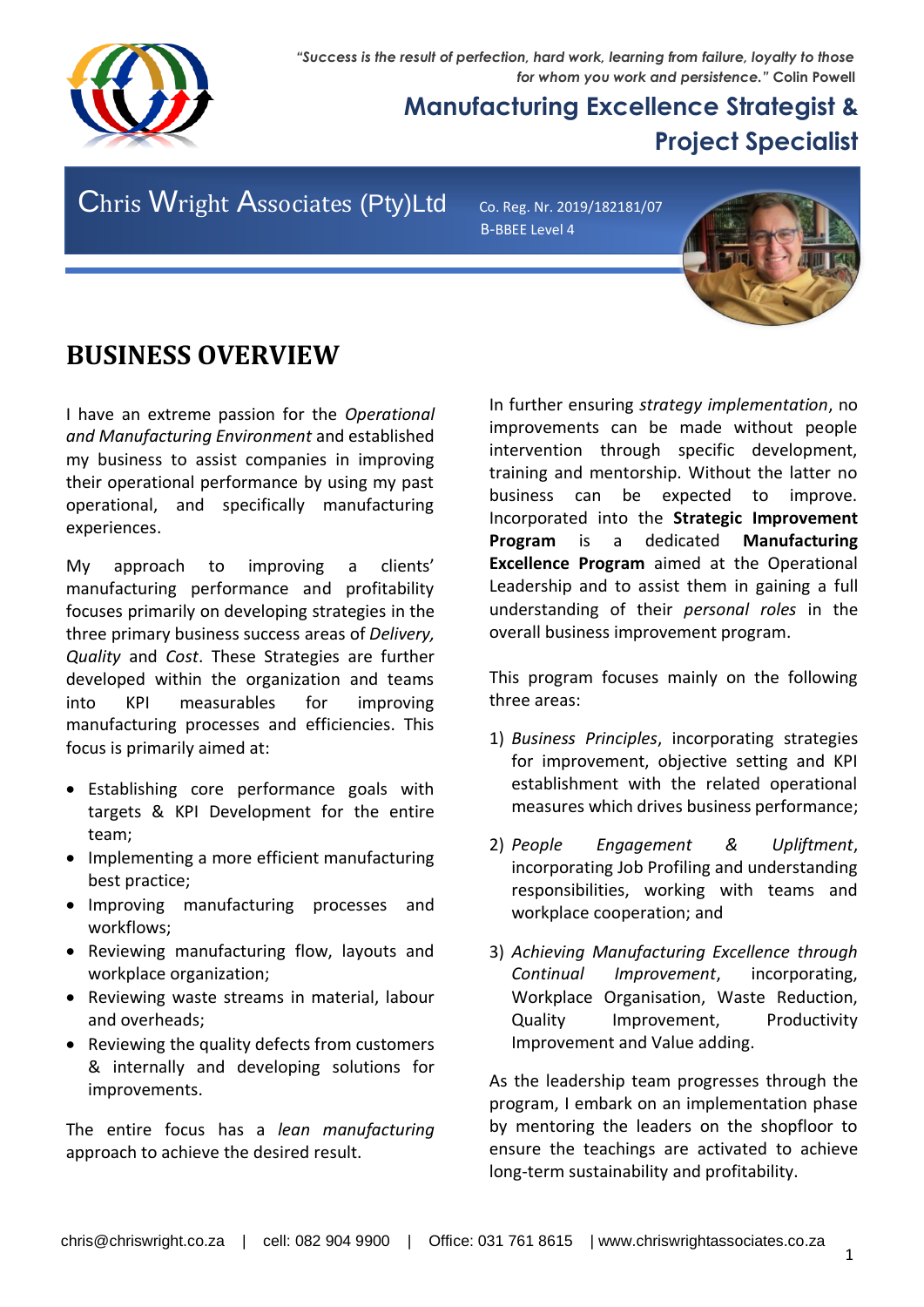*"Success is the result of perfection, hard work, learning from failure, loyalty to those for whom you work and persistence."* **Colin Powell**

# Manufacturing Excellence Strategist & Project Specialist

**Chris Wright Associates (Pty)Ltd**

Co. Reg. Nr. 2019/182181/07
B-BBEE Level 4

## BUSINESS OVERVIEW

I have an extreme passion for the *Operational and Manufacturing Environment* and established my business to assist companies in improving their operational performance by using my past operational, and specifically manufacturing experiences.

My approach to improving a clients' manufacturing performance and profitability focuses primarily on developing strategies in the three primary business success areas of *Delivery, Quality* and *Cost*. These Strategies are further developed within the organization and teams into KPI measurables for improving manufacturing processes and efficiencies. This focus is primarily aimed at:

- Establishing core performance goals with targets & KPI Development for the entire team;
- Implementing a more efficient manufacturing best practice;
- Improving manufacturing processes and workflows;
- Reviewing manufacturing flow, layouts and workplace organization;
- Reviewing waste streams in material, labour and overheads;
- Reviewing the quality defects from customers & internally and developing solutions for improvements.

The entire focus has a *lean manufacturing* approach to achieve the desired result.

In further ensuring *strategy implementation*, no improvements can be made without people intervention through specific development, training and mentorship. Without the latter no business can be expected to improve. Incorporated into the **Strategic Improvement Program** is a dedicated **Manufacturing Excellence Program** aimed at the Operational Leadership and to assist them in gaining a full understanding of their *personal roles* in the overall business improvement program.

This program focuses mainly on the following three areas:

1) *Business Principles*, incorporating strategies for improvement, objective setting and KPI establishment with the related operational measures which drives business performance;

2) *People Engagement & Upliftment*, incorporating Job Profiling and understanding responsibilities, working with teams and workplace cooperation; and

3) *Achieving Manufacturing Excellence through Continual Improvement*, incorporating, Workplace Organisation, Waste Reduction, Quality Improvement, Productivity Improvement and Value adding.

As the leadership team progresses through the program, I embark on an implementation phase by mentoring the leaders on the shopfloor to ensure the teachings are activated to achieve long-term sustainability and profitability.

chris@chriswright.co.za | cell: 082 904 9900 | Office: 031 761 8615 | www.chriswrightassociates.co.za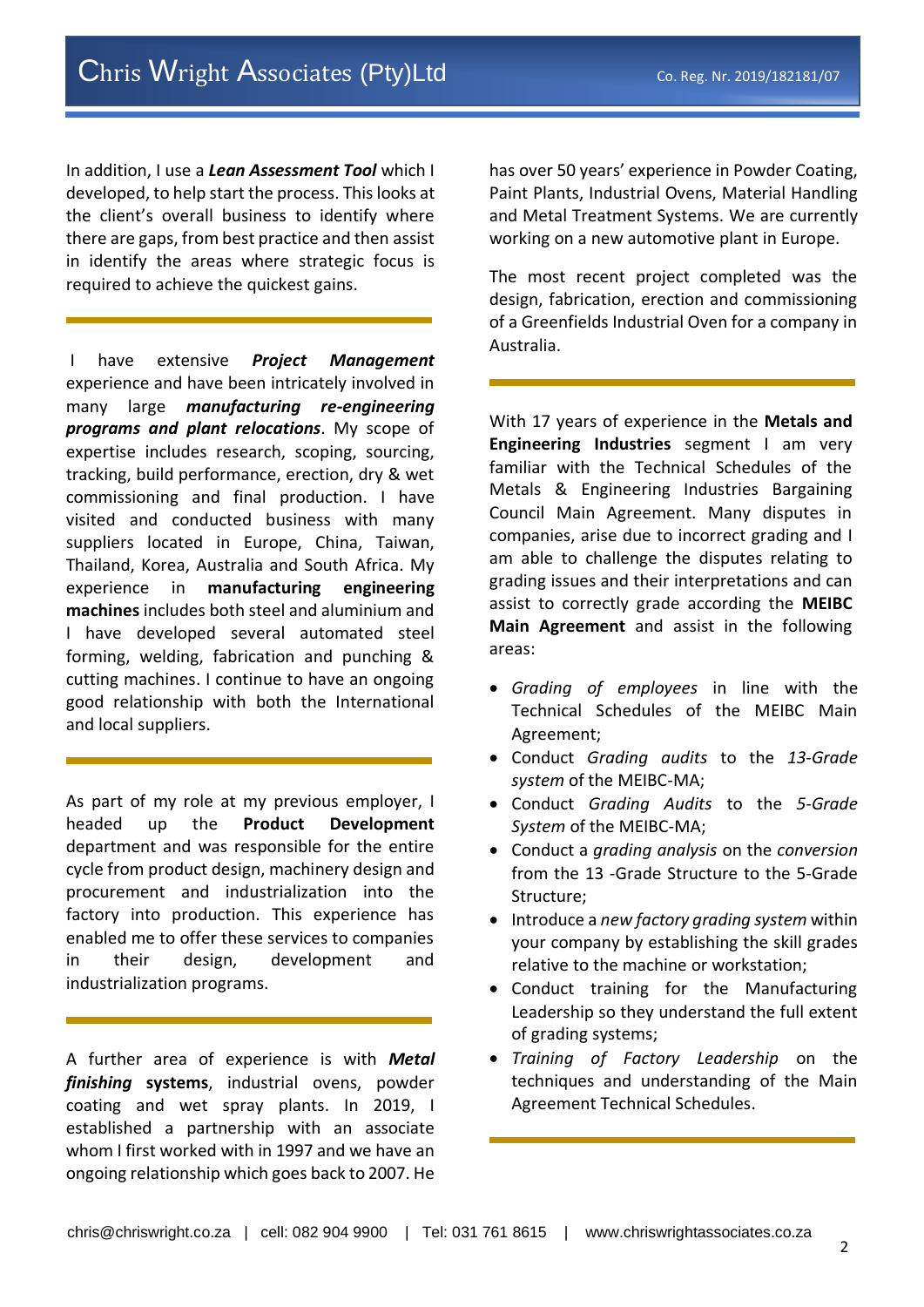In addition, I use a ***Lean Assessment Tool*** which I developed, to help start the process. This looks at the client's overall business to identify where there are gaps, from best practice and then assist in identify the areas where strategic focus is required to achieve the quickest gains.

---

I have extensive ***Project Management*** experience and have been intricately involved in many large ***manufacturing re-engineering programs and plant relocations***. My scope of expertise includes research, scoping, sourcing, tracking, build performance, erection, dry & wet commissioning and final production. I have visited and conducted business with many suppliers located in Europe, China, Taiwan, Thailand, Korea, Australia and South Africa. My experience in **manufacturing engineering machines** includes both steel and aluminium and I have developed several automated steel forming, welding, fabrication and punching & cutting machines. I continue to have an ongoing good relationship with both the International and local suppliers.

---

As part of my role at my previous employer, I headed up the **Product Development** department and was responsible for the entire cycle from product design, machinery design and procurement and industrialization into the factory into production. This experience has enabled me to offer these services to companies in their design, development and industrialization programs.

---

A further area of experience is with ***Metal finishing* systems**, industrial ovens, powder coating and wet spray plants. In 2019, I established a partnership with an associate whom I first worked with in 1997 and we have an ongoing relationship which goes back to 2007. He has over 50 years' experience in Powder Coating, Paint Plants, Industrial Ovens, Material Handling and Metal Treatment Systems. We are currently working on a new automotive plant in Europe.

The most recent project completed was the design, fabrication, erection and commissioning of a Greenfields Industrial Oven for a company in Australia.

---

With 17 years of experience in the **Metals and Engineering Industries** segment I am very familiar with the Technical Schedules of the Metals & Engineering Industries Bargaining Council Main Agreement. Many disputes in companies, arise due to incorrect grading and I am able to challenge the disputes relating to grading issues and their interpretations and can assist to correctly grade according the **MEIBC Main Agreement** and assist in the following areas:

- *Grading of employees* in line with the Technical Schedules of the MEIBC Main Agreement;
- Conduct *Grading audits* to the *13-Grade system* of the MEIBC-MA;
- Conduct *Grading Audits* to the *5-Grade System* of the MEIBC-MA;
- Conduct a *grading analysis* on the *conversion* from the 13 -Grade Structure to the 5-Grade Structure;
- Introduce a *new factory grading system* within your company by establishing the skill grades relative to the machine or workstation;
- Conduct training for the Manufacturing Leadership so they understand the full extent of grading systems;
- *Training of Factory Leadership* on the techniques and understanding of the Main Agreement Technical Schedules.

---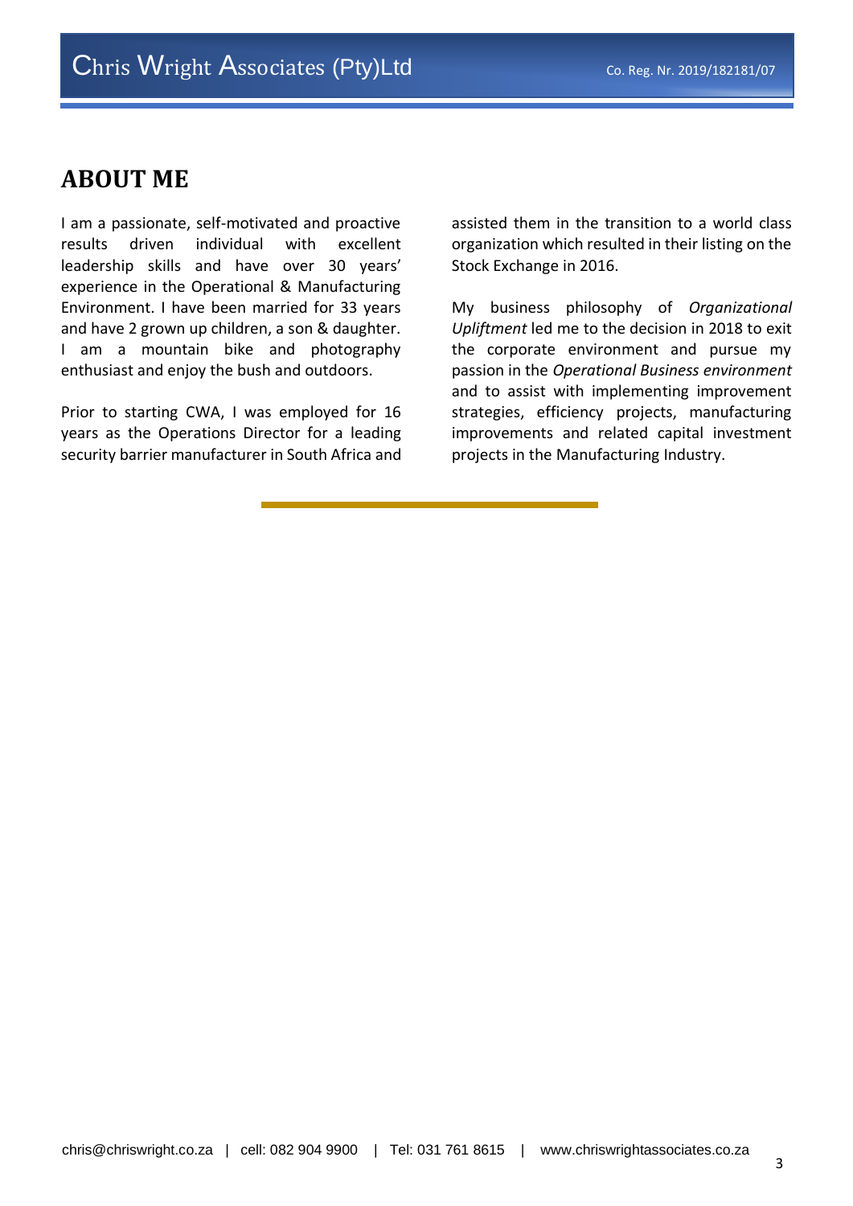## ABOUT ME

I am a passionate, self-motivated and proactive results driven individual with excellent leadership skills and have over 30 years' experience in the Operational & Manufacturing Environment. I have been married for 33 years and have 2 grown up children, a son & daughter. I am a mountain bike and photography enthusiast and enjoy the bush and outdoors.

Prior to starting CWA, I was employed for 16 years as the Operations Director for a leading security barrier manufacturer in South Africa and assisted them in the transition to a world class organization which resulted in their listing on the Stock Exchange in 2016.

My business philosophy of *Organizational Upliftment* led me to the decision in 2018 to exit the corporate environment and pursue my passion in the *Operational Business environment* and to assist with implementing improvement strategies, efficiency projects, manufacturing improvements and related capital investment projects in the Manufacturing Industry.